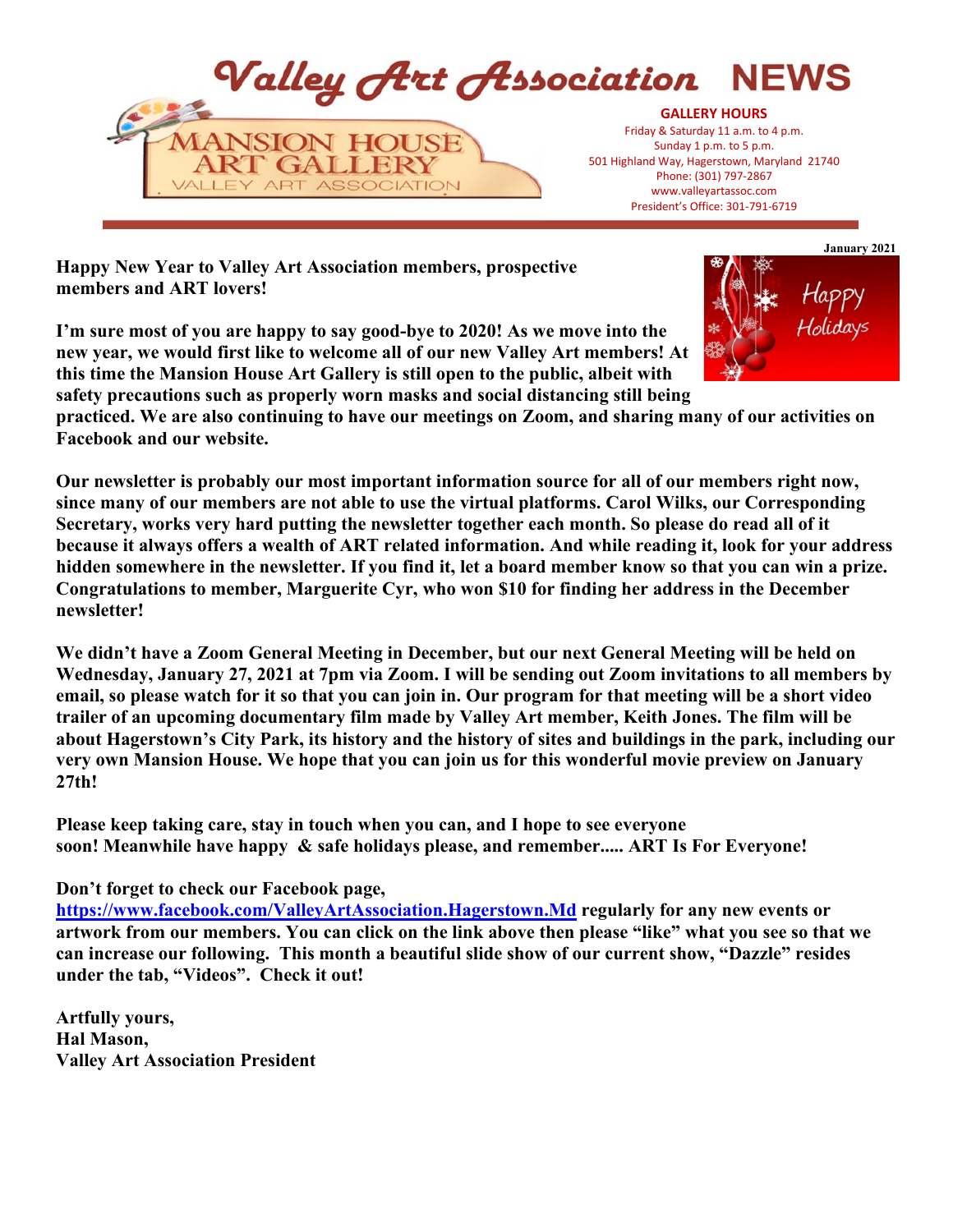# Valley Art Association NEWS

MANSION HOUSE ART GALLERY
VALLEY ART ASSOCIATION

**GALLERY HOURS**
Friday & Saturday 11 a.m. to 4 p.m.
Sunday 1 p.m. to 5 p.m.
501 Highland Way, Hagerstown, Maryland 21740
Phone: (301) 797-2867
www.valleyartassoc.com
President's Office: 301-791-6719

**January 2021**

**Happy New Year to Valley Art Association members, prospective members and ART lovers!**

**I'm sure most of you are happy to say good-bye to 2020! As we move into the new year, we would first like to welcome all of our new Valley Art members! At this time the Mansion House Art Gallery is still open to the public, albeit with safety precautions such as properly worn masks and social distancing still being practiced. We are also continuing to have our meetings on Zoom, and sharing many of our activities on Facebook and our website.**

**Our newsletter is probably our most important information source for all of our members right now, since many of our members are not able to use the virtual platforms. Carol Wilks, our Corresponding Secretary, works very hard putting the newsletter together each month. So please do read all of it because it always offers a wealth of ART related information. And while reading it, look for your address hidden somewhere in the newsletter. If you find it, let a board member know so that you can win a prize. Congratulations to member, Marguerite Cyr, who won $10 for finding her address in the December newsletter!**

**We didn't have a Zoom General Meeting in December, but our next General Meeting will be held on Wednesday, January 27, 2021 at 7pm via Zoom. I will be sending out Zoom invitations to all members by email, so please watch for it so that you can join in. Our program for that meeting will be a short video trailer of an upcoming documentary film made by Valley Art member, Keith Jones. The film will be about Hagerstown's City Park, its history and the history of sites and buildings in the park, including our very own Mansion House. We hope that you can join us for this wonderful movie preview on January 27th!**

**Please keep taking care, stay in touch when you can, and I hope to see everyone soon! Meanwhile have happy & safe holidays please, and remember..... ART Is For Everyone!**

**Don't forget to check our Facebook page, [https://www.facebook.com/ValleyArtAssociation.Hagerstown.Md](https://www.facebook.com/ValleyArtAssociation.Hagerstown.Md) regularly for any new events or artwork from our members. You can click on the link above then please "like" what you see so that we can increase our following. This month a beautiful slide show of our current show, "Dazzle" resides under the tab, "Videos". Check it out!**

**Artfully yours,**
**Hal Mason,**
**Valley Art Association President**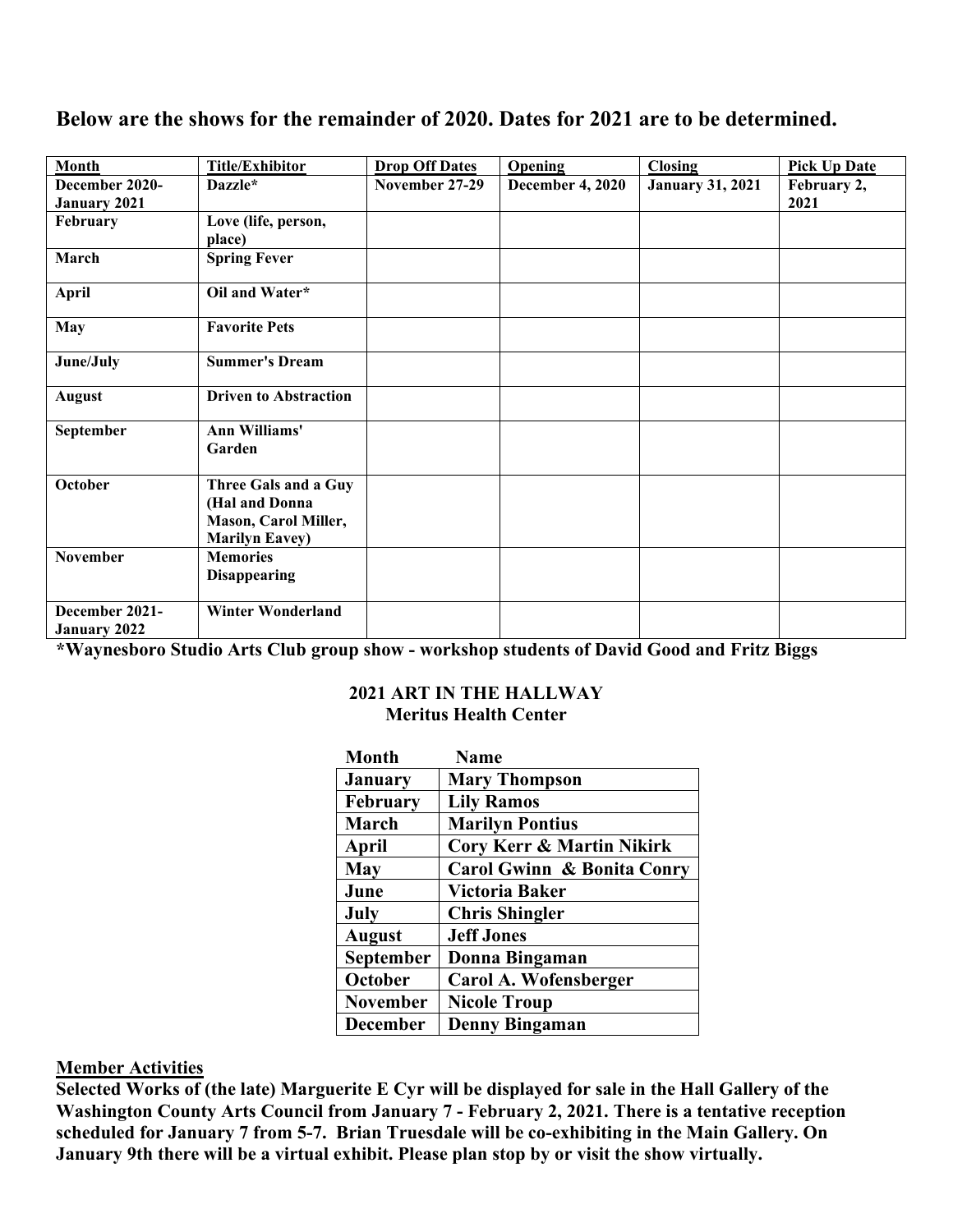**Below are the shows for the remainder of 2020. Dates for 2021 are to be determined.**

| Month | Title/Exhibitor | Drop Off Dates | Opening | Closing | Pick Up Date |
|---|---|---|---|---|---|
| **December 2020-January 2021** | **Dazzle*** | **November 27-29** | **December 4, 2020** | **January 31, 2021** | **February 2, 2021** |
| **February** | **Love (life, person, place)** | | | | |
| **March** | **Spring Fever** | | | | |
| **April** | **Oil and Water*** | | | | |
| **May** | **Favorite Pets** | | | | |
| **June/July** | **Summer's Dream** | | | | |
| **August** | **Driven to Abstraction** | | | | |
| **September** | **Ann Williams' Garden** | | | | |
| **October** | **Three Gals and a Guy (Hal and Donna Mason, Carol Miller, Marilyn Eavey)** | | | | |
| **November** | **Memories Disappearing** | | | | |
| **December 2021-January 2022** | **Winter Wonderland** | | | | |

**\*Waynesboro Studio Arts Club group show - workshop students of David Good and Fritz Biggs**

**2021 ART IN THE HALLWAY**
**Meritus Health Center**

| Month | Name |
|---|---|
| **January** | **Mary Thompson** |
| **February** | **Lily Ramos** |
| **March** | **Marilyn Pontius** |
| **April** | **Cory Kerr & Martin Nikirk** |
| **May** | **Carol Gwinn & Bonita Conry** |
| **June** | **Victoria Baker** |
| **July** | **Chris Shingler** |
| **August** | **Jeff Jones** |
| **September** | **Donna Bingaman** |
| **October** | **Carol A. Wofensberger** |
| **November** | **Nicole Troup** |
| **December** | **Denny Bingaman** |

## Member Activities

**Selected Works of (the late) Marguerite E Cyr will be displayed for sale in the Hall Gallery of the Washington County Arts Council from January 7 - February 2, 2021. There is a tentative reception scheduled for January 7 from 5-7. Brian Truesdale will be co-exhibiting in the Main Gallery. On January 9th there will be a virtual exhibit. Please plan stop by or visit the show virtually.**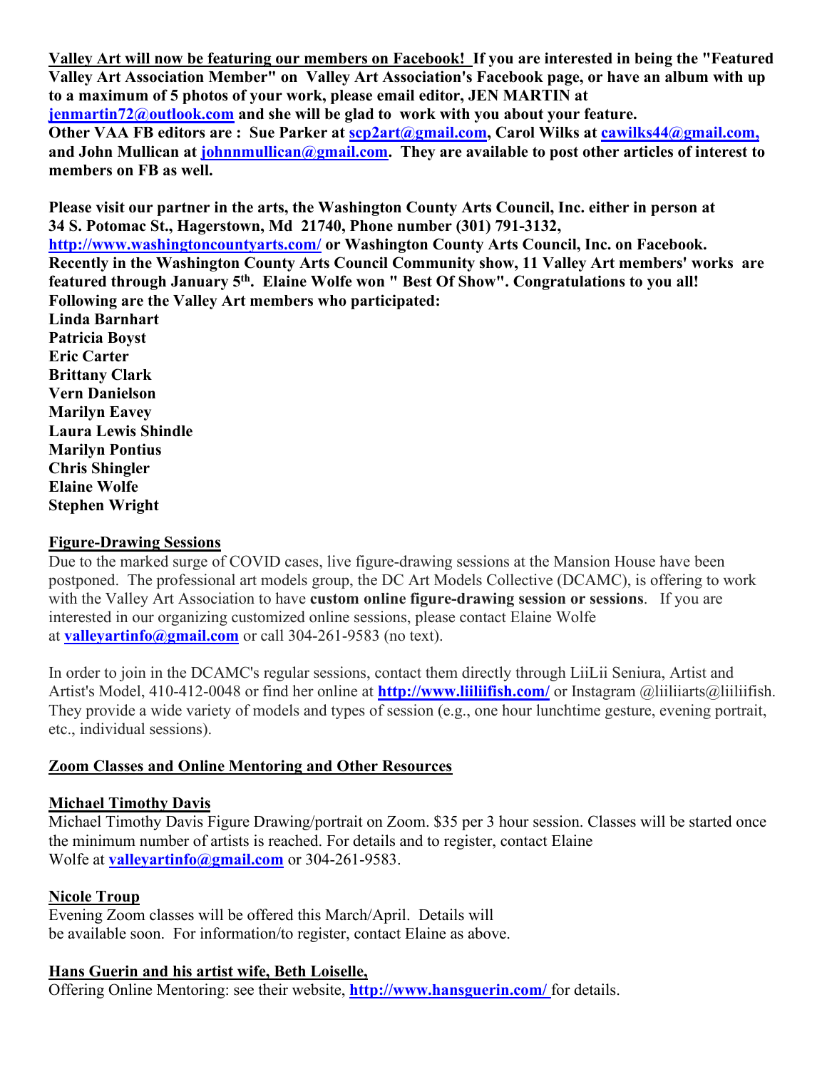**Valley Art will now be featuring our members on Facebook!  If you are interested in being the "Featured Valley Art Association Member" on  Valley Art Association's Facebook page, or have an album with up to a maximum of 5 photos of your work, please email editor, JEN MARTIN at jenmartin72@outlook.com and she will be glad to  work with you about your feature.**
**Other VAA FB editors are :  Sue Parker at scp2art@gmail.com, Carol Wilks at cawilks44@gmail.com, and John Mullican at johnnmullican@gmail.com.  They are available to post other articles of interest to members on FB as well.**

**Please visit our partner in the arts, the Washington County Arts Council, Inc. either in person at 34 S. Potomac St., Hagerstown, Md  21740, Phone number (301) 791-3132, http://www.washingtoncountyarts.com/ or Washington County Arts Council, Inc. on Facebook. Recently in the Washington County Arts Council Community show, 11 Valley Art members' works  are featured through January 5th.  Elaine Wolfe won " Best Of Show". Congratulations to you all! Following are the Valley Art members who participated:**
**Linda Barnhart**
**Patricia Boyst**
**Eric Carter**
**Brittany Clark**
**Vern Danielson**
**Marilyn Eavey**
**Laura Lewis Shindle**
**Marilyn Pontius**
**Chris Shingler**
**Elaine Wolfe**
**Stephen Wright**

**Figure-Drawing Sessions**

Due to the marked surge of COVID cases, live figure-drawing sessions at the Mansion House have been postponed.  The professional art models group, the DC Art Models Collective (DCAMC), is offering to work with the Valley Art Association to have **custom online figure-drawing session or sessions**.   If you are interested in our organizing customized online sessions, please contact Elaine Wolfe at **valleyartinfo@gmail.com** or call 304-261-9583 (no text).

In order to join in the DCAMC's regular sessions, contact them directly through LiiLii Seniura, Artist and Artist's Model, 410-412-0048 or find her online at **http://www.liiliifish.com/** or Instagram @liiliiarts@liiliifish. They provide a wide variety of models and types of session (e.g., one hour lunchtime gesture, evening portrait, etc., individual sessions).

**Zoom Classes and Online Mentoring and Other Resources**

**Michael Timothy Davis**

Michael Timothy Davis Figure Drawing/portrait on Zoom. $35 per 3 hour session. Classes will be started once the minimum number of artists is reached. For details and to register, contact Elaine Wolfe at **valleyartinfo@gmail.com** or 304-261-9583.

**Nicole Troup**

Evening Zoom classes will be offered this March/April.  Details will be available soon.  For information/to register, contact Elaine as above.

**Hans Guerin and his artist wife, Beth Loiselle,**

Offering Online Mentoring: see their website, **http://www.hansguerin.com/** for details.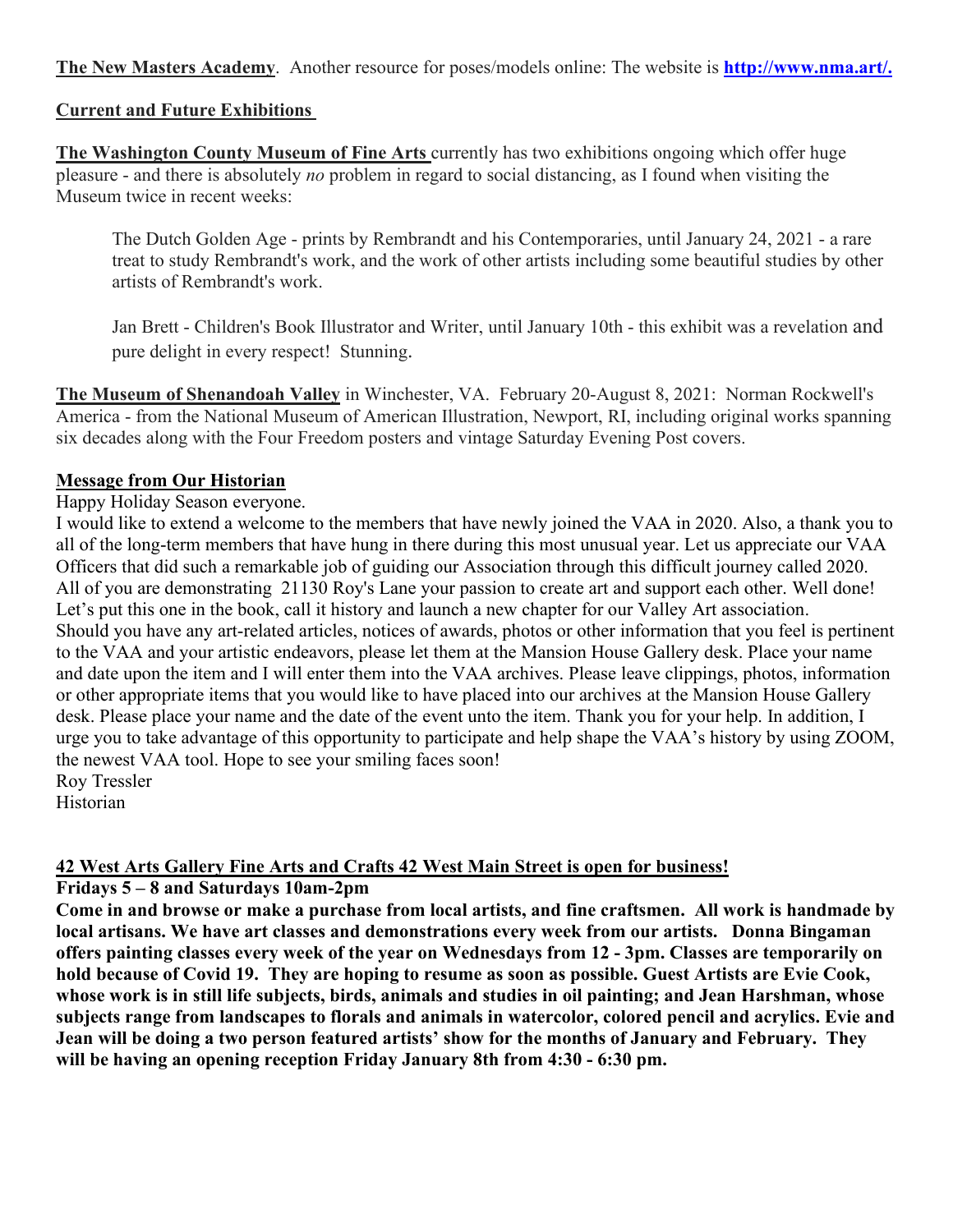**The New Masters Academy**. Another resource for poses/models online: The website is **http://www.nma.art/.**

**Current and Future Exhibitions**

**The Washington County Museum of Fine Arts** currently has two exhibitions ongoing which offer huge pleasure - and there is absolutely *no* problem in regard to social distancing, as I found when visiting the Museum twice in recent weeks:

> The Dutch Golden Age - prints by Rembrandt and his Contemporaries, until January 24, 2021 - a rare treat to study Rembrandt's work, and the work of other artists including some beautiful studies by other artists of Rembrandt's work.
>
> Jan Brett - Children's Book Illustrator and Writer, until January 10th - this exhibit was a revelation and pure delight in every respect! Stunning.

**The Museum of Shenandoah Valley** in Winchester, VA. February 20-August 8, 2021: Norman Rockwell's America - from the National Museum of American Illustration, Newport, RI, including original works spanning six decades along with the Four Freedom posters and vintage Saturday Evening Post covers.

**Message from Our Historian**

Happy Holiday Season everyone.

I would like to extend a welcome to the members that have newly joined the VAA in 2020. Also, a thank you to all of the long-term members that have hung in there during this most unusual year. Let us appreciate our VAA Officers that did such a remarkable job of guiding our Association through this difficult journey called 2020. All of you are demonstrating 21130 Roy's Lane your passion to create art and support each other. Well done! Let's put this one in the book, call it history and launch a new chapter for our Valley Art association.
Should you have any art-related articles, notices of awards, photos or other information that you feel is pertinent to the VAA and your artistic endeavors, please let them at the Mansion House Gallery desk. Place your name and date upon the item and I will enter them into the VAA archives. Please leave clippings, photos, information or other appropriate items that you would like to have placed into our archives at the Mansion House Gallery desk. Please place your name and the date of the event unto the item. Thank you for your help. In addition, I urge you to take advantage of this opportunity to participate and help shape the VAA's history by using ZOOM, the newest VAA tool. Hope to see your smiling faces soon!
Roy Tressler
Historian

**42 West Arts Gallery Fine Arts and Crafts 42 West Main Street is open for business!**

**Fridays 5 – 8 and Saturdays 10am-2pm**

**Come in and browse or make a purchase from local artists, and fine craftsmen. All work is handmade by local artisans. We have art classes and demonstrations every week from our artists. Donna Bingaman offers painting classes every week of the year on Wednesdays from 12 - 3pm. Classes are temporarily on hold because of Covid 19. They are hoping to resume as soon as possible. Guest Artists are Evie Cook, whose work is in still life subjects, birds, animals and studies in oil painting; and Jean Harshman, whose subjects range from landscapes to florals and animals in watercolor, colored pencil and acrylics. Evie and Jean will be doing a two person featured artists' show for the months of January and February. They will be having an opening reception Friday January 8th from 4:30 - 6:30 pm.**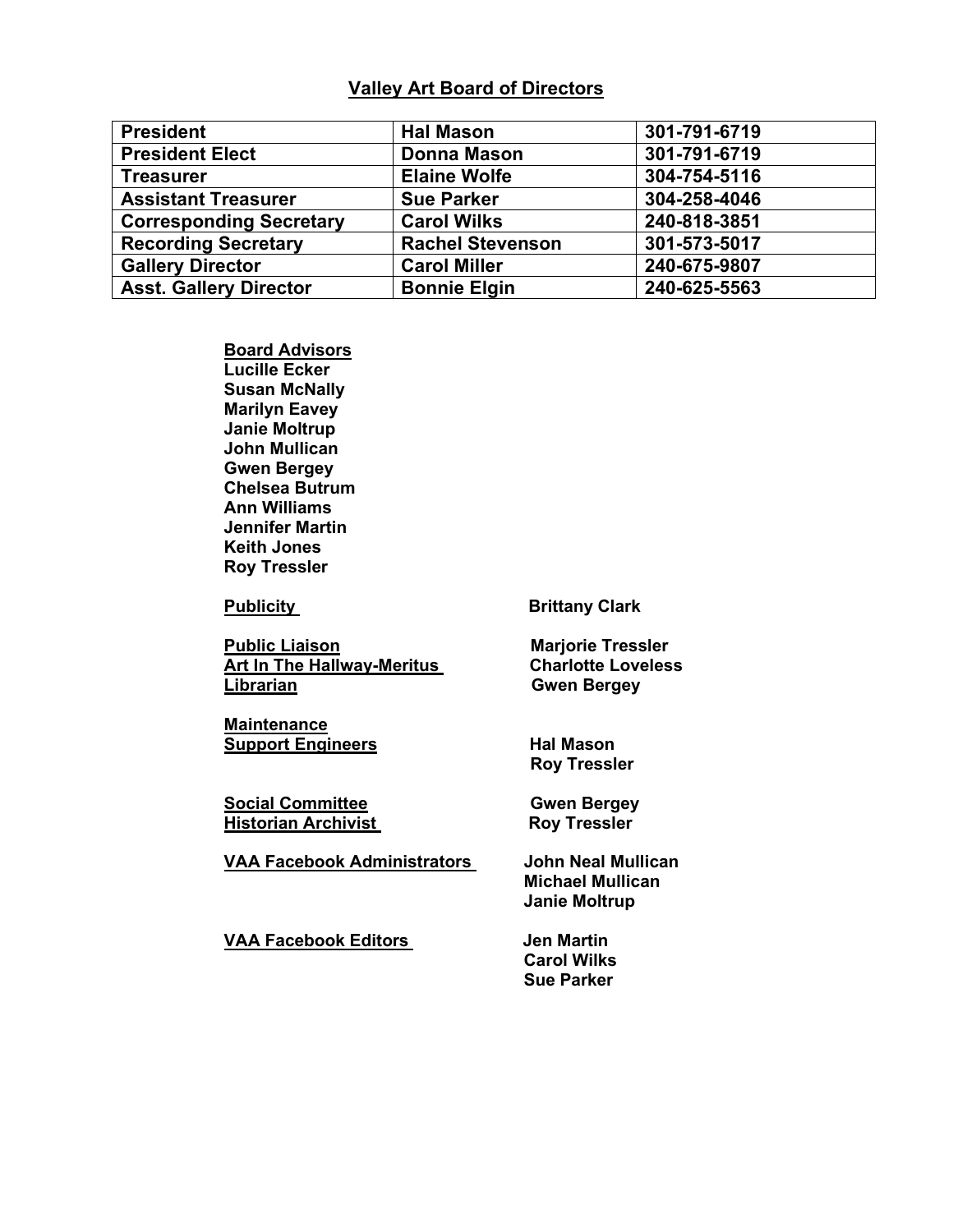## Valley Art Board of Directors

| | | |
|---|---|---|
| **President** | **Hal Mason** | **301-791-6719** |
| **President Elect** | **Donna Mason** | **301-791-6719** |
| **Treasurer** | **Elaine Wolfe** | **304-754-5116** |
| **Assistant Treasurer** | **Sue Parker** | **304-258-4046** |
| **Corresponding Secretary** | **Carol Wilks** | **240-818-3851** |
| **Recording Secretary** | **Rachel Stevenson** | **301-573-5017** |
| **Gallery Director** | **Carol Miller** | **240-675-9807** |
| **Asst. Gallery Director** | **Bonnie Elgin** | **240-625-5563** |

**Board Advisors**
**Lucille Ecker**
**Susan McNally**
**Marilyn Eavey**
**Janie Moltrup**
**John Mullican**
**Gwen Bergey**
**Chelsea Butrum**
**Ann Williams**
**Jennifer Martin**
**Keith Jones**
**Roy Tressler**

**Publicity** — **Brittany Clark**

**Public Liaison** — **Marjorie Tressler**
**Art In The Hallway-Meritus** — **Charlotte Loveless**
**Librarian** — **Gwen Bergey**

**Maintenance**
**Support Engineers** — **Hal Mason**, **Roy Tressler**

**Social Committee** — **Gwen Bergey**
**Historian Archivist** — **Roy Tressler**

**VAA Facebook Administrators** — **John Neal Mullican**, **Michael Mullican**, **Janie Moltrup**

**VAA Facebook Editors** — **Jen Martin**, **Carol Wilks**, **Sue Parker**